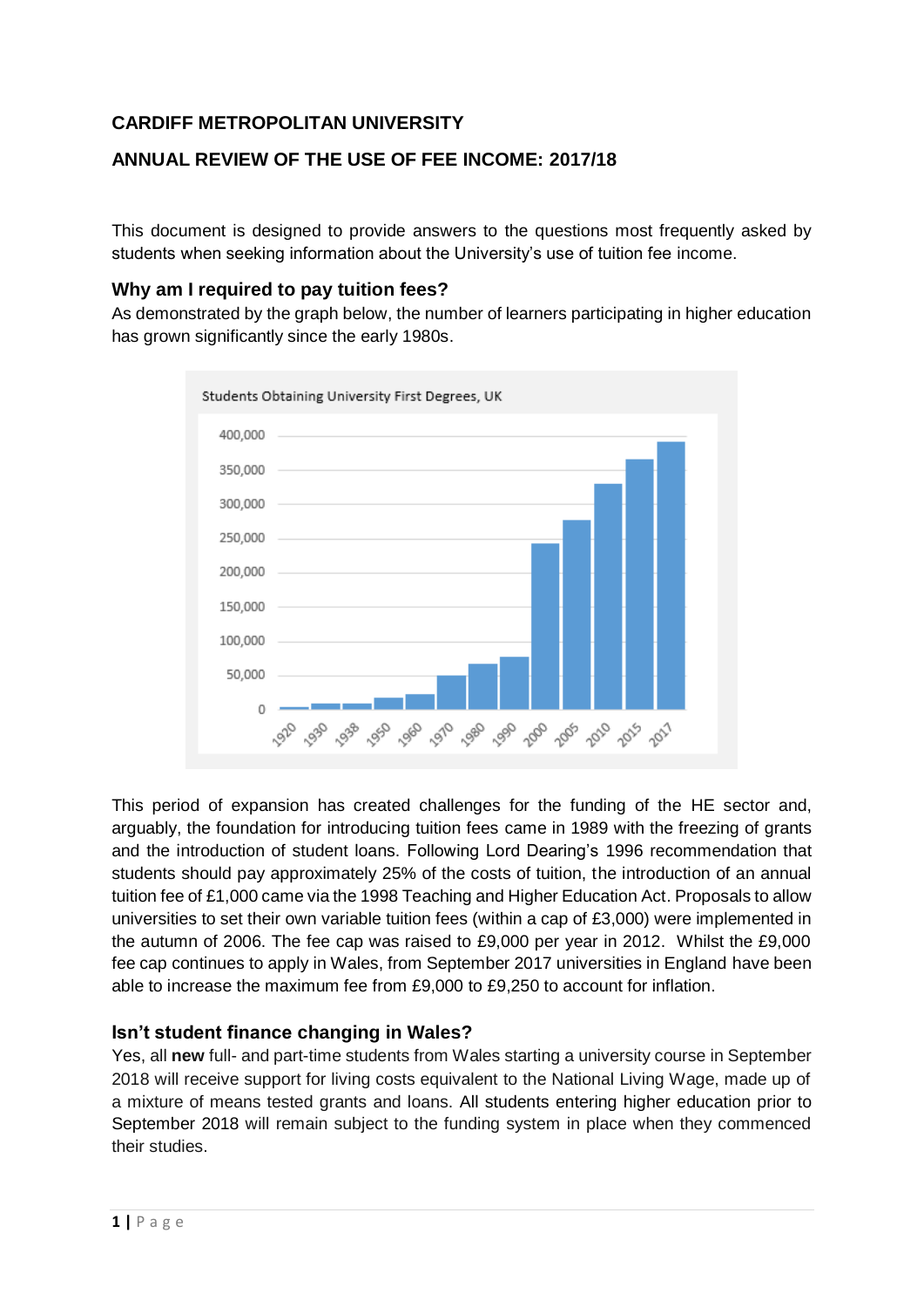**CARDIFF METROPOLITAN UNIVERSITY**

**ANNUAL REVIEW OF THE USE OF FEE INCOME: 2017/18**

This document is designed to provide answers to the questions most frequently asked by students when seeking information about the University's use of tuition fee income.

### Why am I required to pay tuition fees?

As demonstrated by the graph below, the number of learners participating in higher education has grown significantly since the early 1980s.

Students Obtaining University First Degrees, UK

400,000
350,000
300,000
250,000
200,000
150,000
100,000
50,000
0

1920 1930 1938 1950 1960 1970 1980 1990 2000 2005 2010 2015 2017

This period of expansion has created challenges for the funding of the HE sector and, arguably, the foundation for introducing tuition fees came in 1989 with the freezing of grants and the introduction of student loans. Following Lord Dearing's 1996 recommendation that students should pay approximately 25% of the costs of tuition, the introduction of an annual tuition fee of £1,000 came via the 1998 Teaching and Higher Education Act. Proposals to allow universities to set their own variable tuition fees (within a cap of £3,000) were implemented in the autumn of 2006. The fee cap was raised to £9,000 per year in 2012. Whilst the £9,000 fee cap continues to apply in Wales, from September 2017 universities in England have been able to increase the maximum fee from £9,000 to £9,250 to account for inflation.

### Isn't student finance changing in Wales?

Yes, all **new** full- and part-time students from Wales starting a university course in September 2018 will receive support for living costs equivalent to the National Living Wage, made up of a mixture of means tested grants and loans. All students entering higher education prior to September 2018 will remain subject to the funding system in place when they commenced their studies.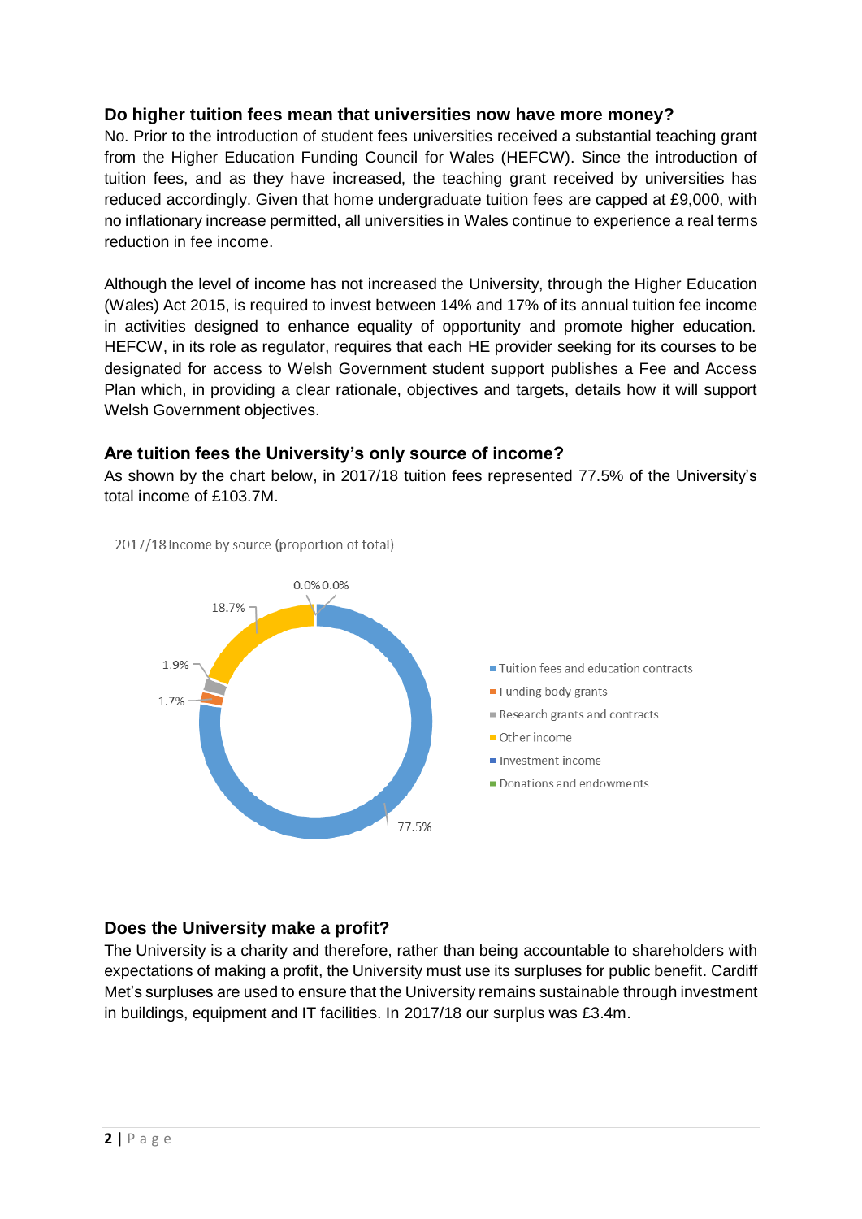### Do higher tuition fees mean that universities now have more money?

No. Prior to the introduction of student fees universities received a substantial teaching grant from the Higher Education Funding Council for Wales (HEFCW). Since the introduction of tuition fees, and as they have increased, the teaching grant received by universities has reduced accordingly. Given that home undergraduate tuition fees are capped at £9,000, with no inflationary increase permitted, all universities in Wales continue to experience a real terms reduction in fee income.

Although the level of income has not increased the University, through the Higher Education (Wales) Act 2015, is required to invest between 14% and 17% of its annual tuition fee income in activities designed to enhance equality of opportunity and promote higher education. HEFCW, in its role as regulator, requires that each HE provider seeking for its courses to be designated for access to Welsh Government student support publishes a Fee and Access Plan which, in providing a clear rationale, objectives and targets, details how it will support Welsh Government objectives.

### Are tuition fees the University's only source of income?

As shown by the chart below, in 2017/18 tuition fees represented 77.5% of the University's total income of £103.7M.

2017/18 Income by source (proportion of total)

0.0% 0.0%
18.7%
1.9%
1.7%
77.5%

Tuition fees and education contracts
Funding body grants
Research grants and contracts
Other income
Investment income
Donations and endowments

### Does the University make a profit?

The University is a charity and therefore, rather than being accountable to shareholders with expectations of making a profit, the University must use its surpluses for public benefit. Cardiff Met's surpluses are used to ensure that the University remains sustainable through investment in buildings, equipment and IT facilities. In 2017/18 our surplus was £3.4m.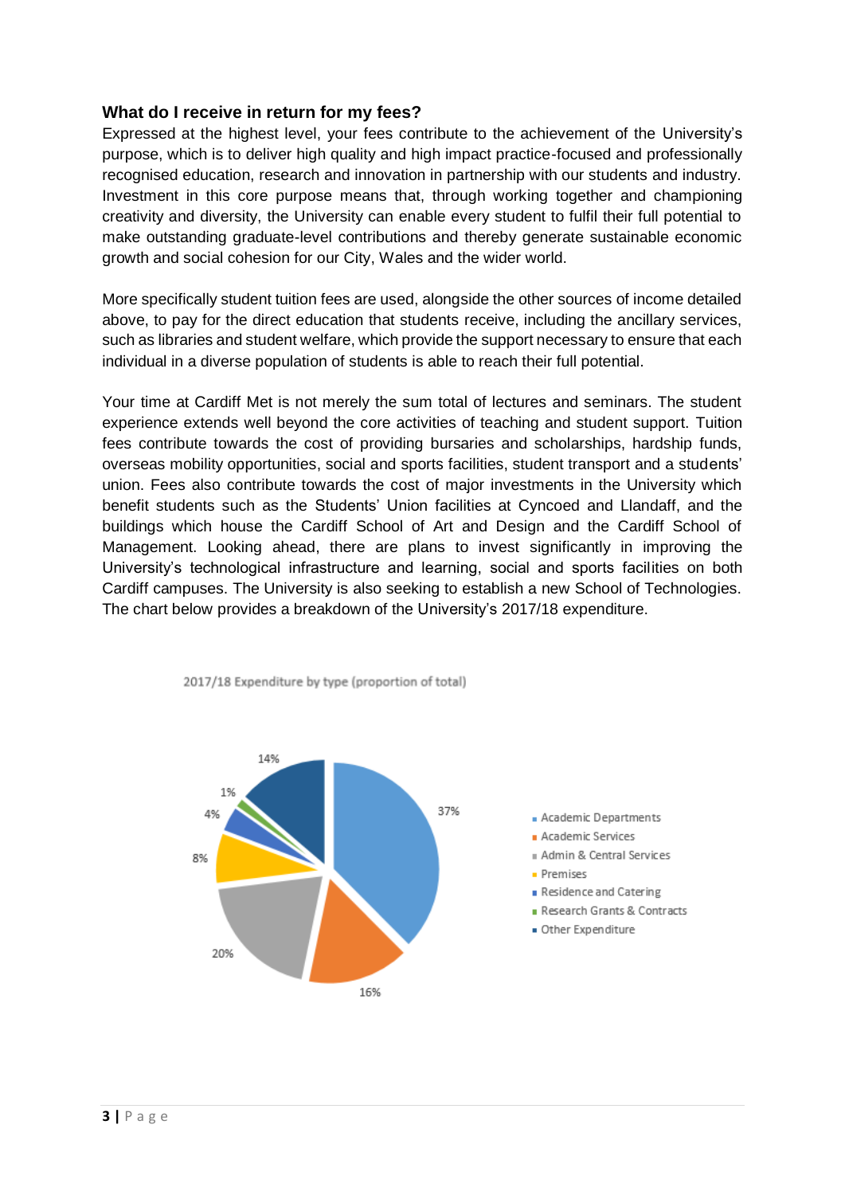### What do I receive in return for my fees?

Expressed at the highest level, your fees contribute to the achievement of the University's purpose, which is to deliver high quality and high impact practice-focused and professionally recognised education, research and innovation in partnership with our students and industry. Investment in this core purpose means that, through working together and championing creativity and diversity, the University can enable every student to fulfil their full potential to make outstanding graduate-level contributions and thereby generate sustainable economic growth and social cohesion for our City, Wales and the wider world.

More specifically student tuition fees are used, alongside the other sources of income detailed above, to pay for the direct education that students receive, including the ancillary services, such as libraries and student welfare, which provide the support necessary to ensure that each individual in a diverse population of students is able to reach their full potential.

Your time at Cardiff Met is not merely the sum total of lectures and seminars. The student experience extends well beyond the core activities of teaching and student support. Tuition fees contribute towards the cost of providing bursaries and scholarships, hardship funds, overseas mobility opportunities, social and sports facilities, student transport and a students' union. Fees also contribute towards the cost of major investments in the University which benefit students such as the Students' Union facilities at Cyncoed and Llandaff, and the buildings which house the Cardiff School of Art and Design and the Cardiff School of Management. Looking ahead, there are plans to invest significantly in improving the University's technological infrastructure and learning, social and sports facilities on both Cardiff campuses. The University is also seeking to establish a new School of Technologies. The chart below provides a breakdown of the University's 2017/18 expenditure.

2017/18 Expenditure by type (proportion of total)

37%
16%
20%
8%
4%
1%
14%

- Academic Departments
- Academic Services
- Admin & Central Services
- Premises
- Residence and Catering
- Research Grants & Contracts
- Other Expenditure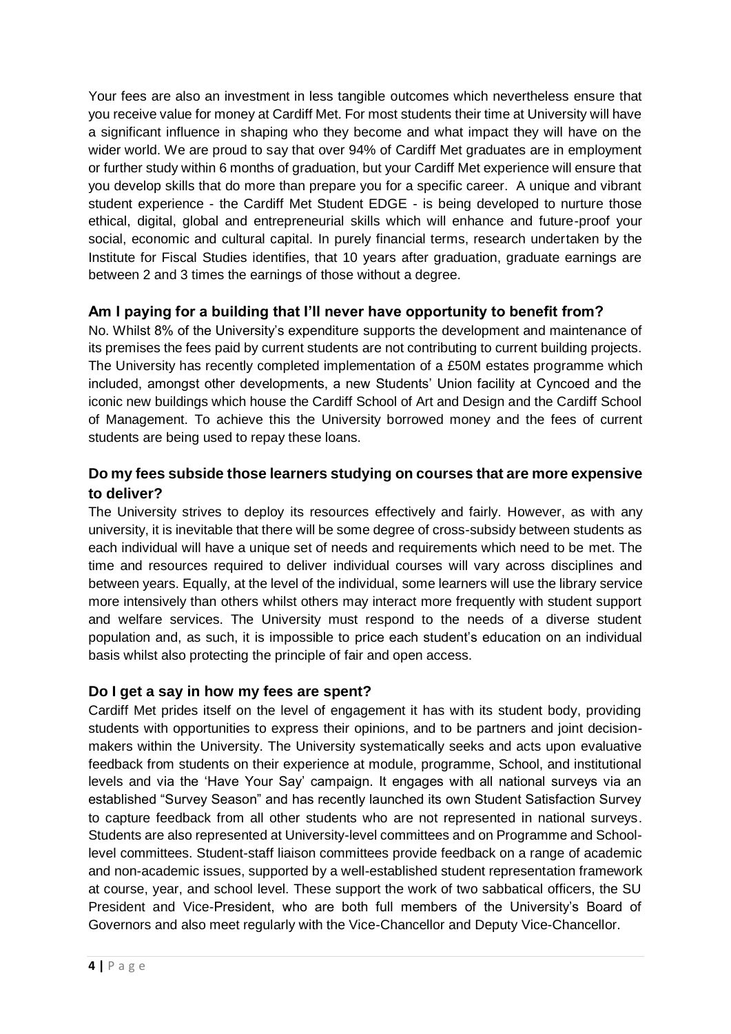Your fees are also an investment in less tangible outcomes which nevertheless ensure that you receive value for money at Cardiff Met. For most students their time at University will have a significant influence in shaping who they become and what impact they will have on the wider world. We are proud to say that over 94% of Cardiff Met graduates are in employment or further study within 6 months of graduation, but your Cardiff Met experience will ensure that you develop skills that do more than prepare you for a specific career. A unique and vibrant student experience - the Cardiff Met Student EDGE - is being developed to nurture those ethical, digital, global and entrepreneurial skills which will enhance and future-proof your social, economic and cultural capital. In purely financial terms, research undertaken by the Institute for Fiscal Studies identifies, that 10 years after graduation, graduate earnings are between 2 and 3 times the earnings of those without a degree.

### Am I paying for a building that I'll never have opportunity to benefit from?

No. Whilst 8% of the University's expenditure supports the development and maintenance of its premises the fees paid by current students are not contributing to current building projects. The University has recently completed implementation of a £50M estates programme which included, amongst other developments, a new Students' Union facility at Cyncoed and the iconic new buildings which house the Cardiff School of Art and Design and the Cardiff School of Management. To achieve this the University borrowed money and the fees of current students are being used to repay these loans.

### Do my fees subside those learners studying on courses that are more expensive to deliver?

The University strives to deploy its resources effectively and fairly. However, as with any university, it is inevitable that there will be some degree of cross-subsidy between students as each individual will have a unique set of needs and requirements which need to be met. The time and resources required to deliver individual courses will vary across disciplines and between years. Equally, at the level of the individual, some learners will use the library service more intensively than others whilst others may interact more frequently with student support and welfare services. The University must respond to the needs of a diverse student population and, as such, it is impossible to price each student's education on an individual basis whilst also protecting the principle of fair and open access.

### Do I get a say in how my fees are spent?

Cardiff Met prides itself on the level of engagement it has with its student body, providing students with opportunities to express their opinions, and to be partners and joint decision-makers within the University. The University systematically seeks and acts upon evaluative feedback from students on their experience at module, programme, School, and institutional levels and via the 'Have Your Say' campaign. It engages with all national surveys via an established "Survey Season" and has recently launched its own Student Satisfaction Survey to capture feedback from all other students who are not represented in national surveys. Students are also represented at University-level committees and on Programme and School-level committees. Student-staff liaison committees provide feedback on a range of academic and non-academic issues, supported by a well-established student representation framework at course, year, and school level. These support the work of two sabbatical officers, the SU President and Vice-President, who are both full members of the University's Board of Governors and also meet regularly with the Vice-Chancellor and Deputy Vice-Chancellor.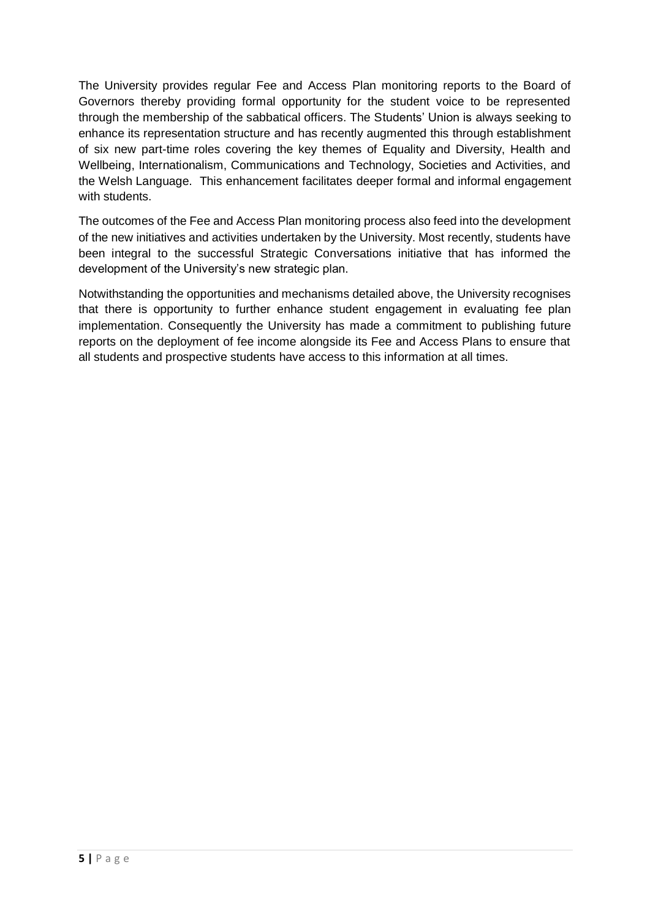The University provides regular Fee and Access Plan monitoring reports to the Board of Governors thereby providing formal opportunity for the student voice to be represented through the membership of the sabbatical officers. The Students' Union is always seeking to enhance its representation structure and has recently augmented this through establishment of six new part-time roles covering the key themes of Equality and Diversity, Health and Wellbeing, Internationalism, Communications and Technology, Societies and Activities, and the Welsh Language. This enhancement facilitates deeper formal and informal engagement with students.

The outcomes of the Fee and Access Plan monitoring process also feed into the development of the new initiatives and activities undertaken by the University. Most recently, students have been integral to the successful Strategic Conversations initiative that has informed the development of the University's new strategic plan.

Notwithstanding the opportunities and mechanisms detailed above, the University recognises that there is opportunity to further enhance student engagement in evaluating fee plan implementation. Consequently the University has made a commitment to publishing future reports on the deployment of fee income alongside its Fee and Access Plans to ensure that all students and prospective students have access to this information at all times.